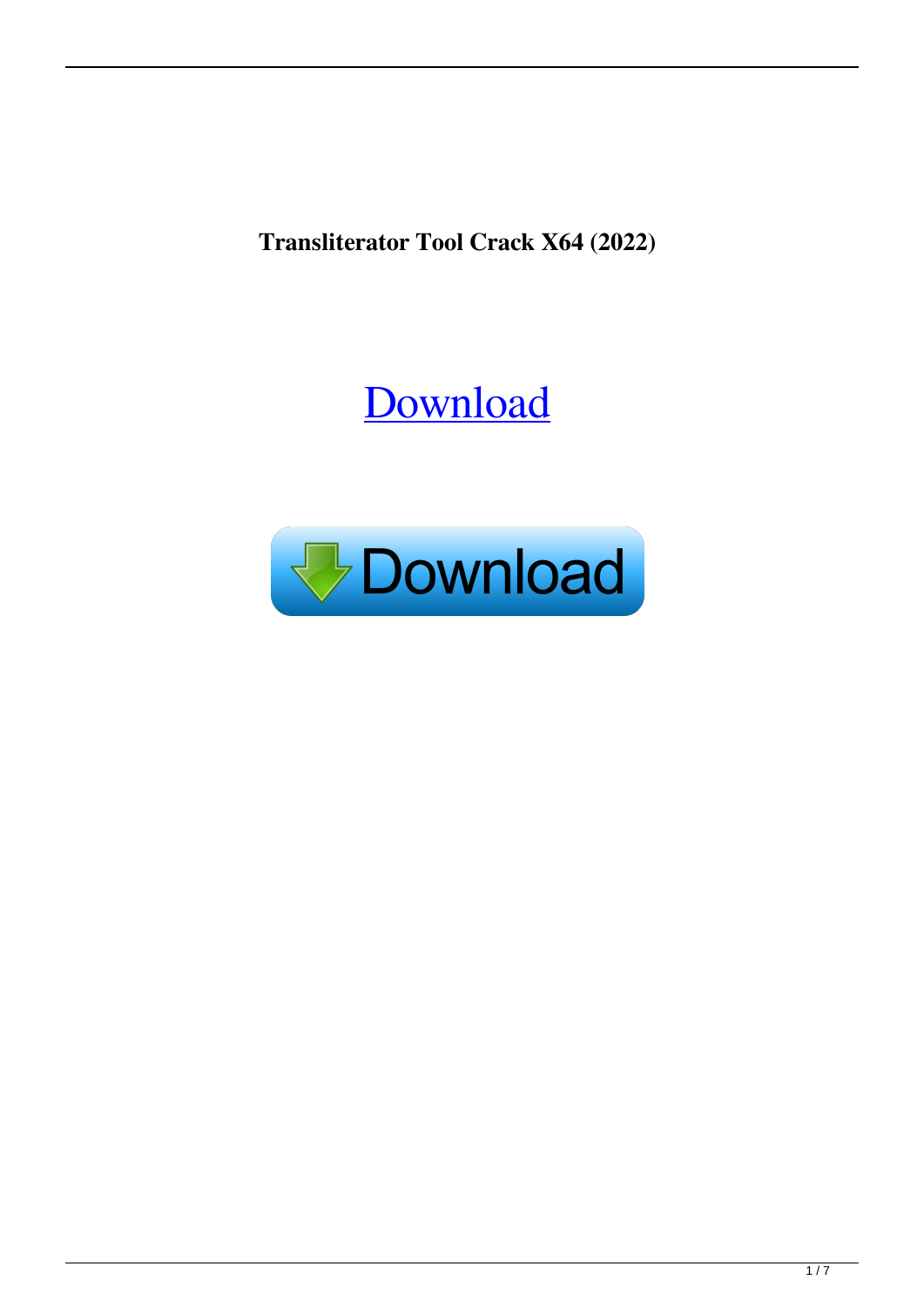**Transliterator Tool Crack X64 (2022)**

Download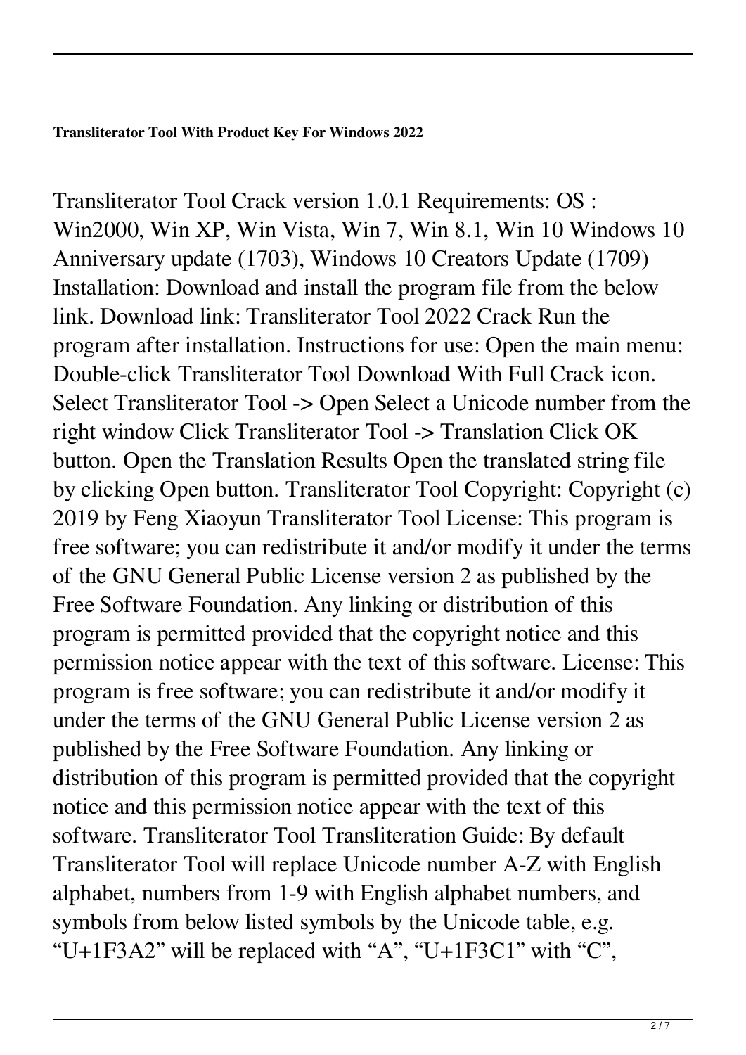**Transliterator Tool With Product Key For Windows 2022**

Transliterator Tool Crack version 1.0.1 Requirements: OS : Win2000, Win XP, Win Vista, Win 7, Win 8.1, Win 10 Windows 10 Anniversary update (1703), Windows 10 Creators Update (1709) Installation: Download and install the program file from the below link. Download link: Transliterator Tool 2022 Crack Run the program after installation. Instructions for use: Open the main menu: Double-click Transliterator Tool Download With Full Crack icon. Select Transliterator Tool -> Open Select a Unicode number from the right window Click Transliterator Tool -> Translation Click OK button. Open the Translation Results Open the translated string file by clicking Open button. Transliterator Tool Copyright: Copyright (c) 2019 by Feng Xiaoyun Transliterator Tool License: This program is free software; you can redistribute it and/or modify it under the terms of the GNU General Public License version 2 as published by the Free Software Foundation. Any linking or distribution of this program is permitted provided that the copyright notice and this permission notice appear with the text of this software. License: This program is free software; you can redistribute it and/or modify it under the terms of the GNU General Public License version 2 as published by the Free Software Foundation. Any linking or distribution of this program is permitted provided that the copyright notice and this permission notice appear with the text of this software. Transliterator Tool Transliteration Guide: By default Transliterator Tool will replace Unicode number A-Z with English alphabet, numbers from 1-9 with English alphabet numbers, and symbols from below listed symbols by the Unicode table, e.g. "U+1F3A2" will be replaced with "A", "U+1F3C1" with "C",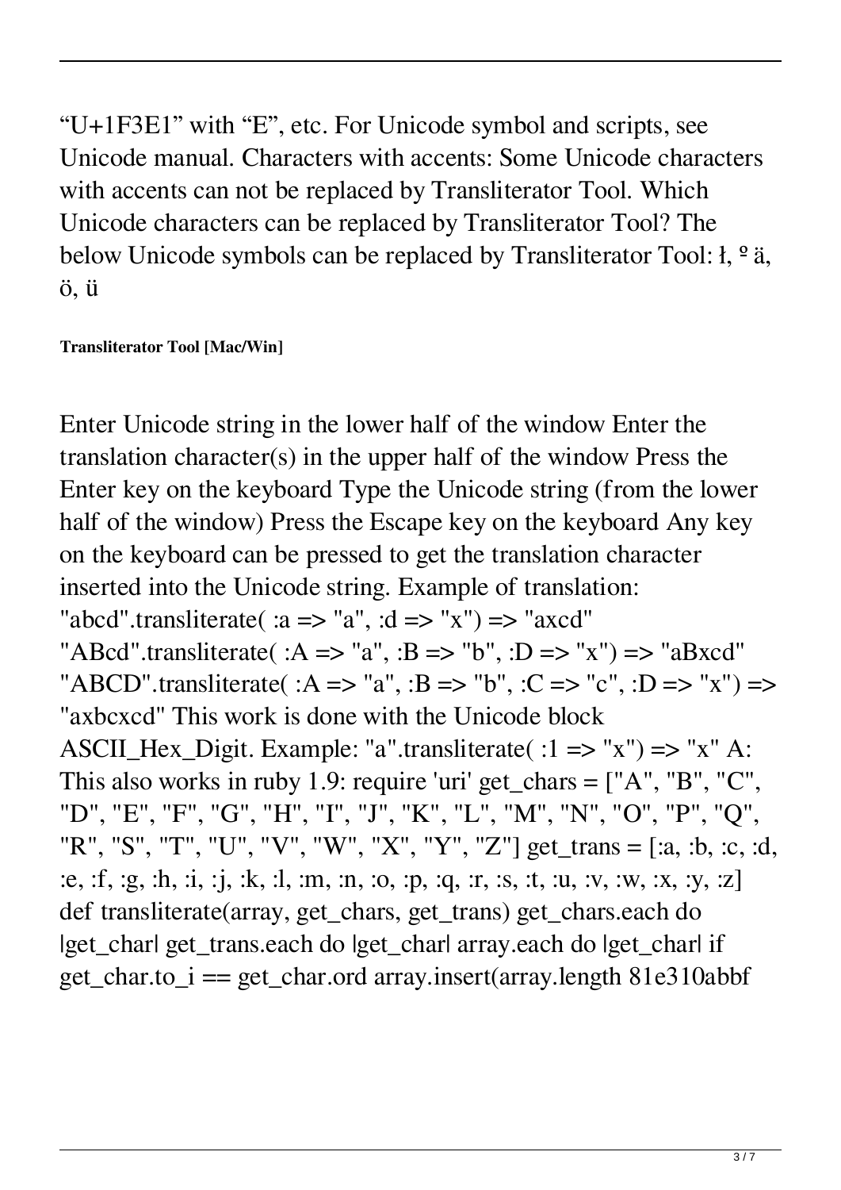"U+1F3E1" with "E", etc. For Unicode symbol and scripts, see Unicode manual. Characters with accents: Some Unicode characters with accents can not be replaced by Transliterator Tool. Which Unicode characters can be replaced by Transliterator Tool? The below Unicode symbols can be replaced by Transliterator Tool: ł, º ä, ö, ü

**Transliterator Tool [Mac/Win]**

Enter Unicode string in the lower half of the window Enter the translation character(s) in the upper half of the window Press the Enter key on the keyboard Type the Unicode string (from the lower half of the window) Press the Escape key on the keyboard Any key on the keyboard can be pressed to get the translation character inserted into the Unicode string. Example of translation: "abcd".transliterate( :a => "a", :d => "x") => "axcd" "ABcd".transliterate( :A => "a", :B => "b", :D => "x") => "aBxcd" "ABCD".transliterate( :A => "a", :B => "b", :C => "c", :D => "x") => "axbcxcd" This work is done with the Unicode block ASCII_Hex_Digit. Example: "a".transliterate( :1 => "x") => "x" A: This also works in ruby 1.9: require 'uri' get_chars = ["A", "B", "C", "D", "E", "F", "G", "H", "I", "J", "K", "L", "M", "N", "O", "P", "Q", "R", "S", "T", "U", "V", "W", "X", "Y", "Z"] get_trans = [:a, :b, :c, :d, :e, :f, :g, :h, :i, :j, :k, :l, :m, :n, :o, :p, :q, :r, :s, :t, :u, :v, :w, :x, :y, :z] def transliterate(array, get_chars, get_trans) get_chars.each do |get_char| get_trans.each do |get_char| array.each do |get_char| if get_char.to_i == get_char.ord array.insert(array.length 81e310abbf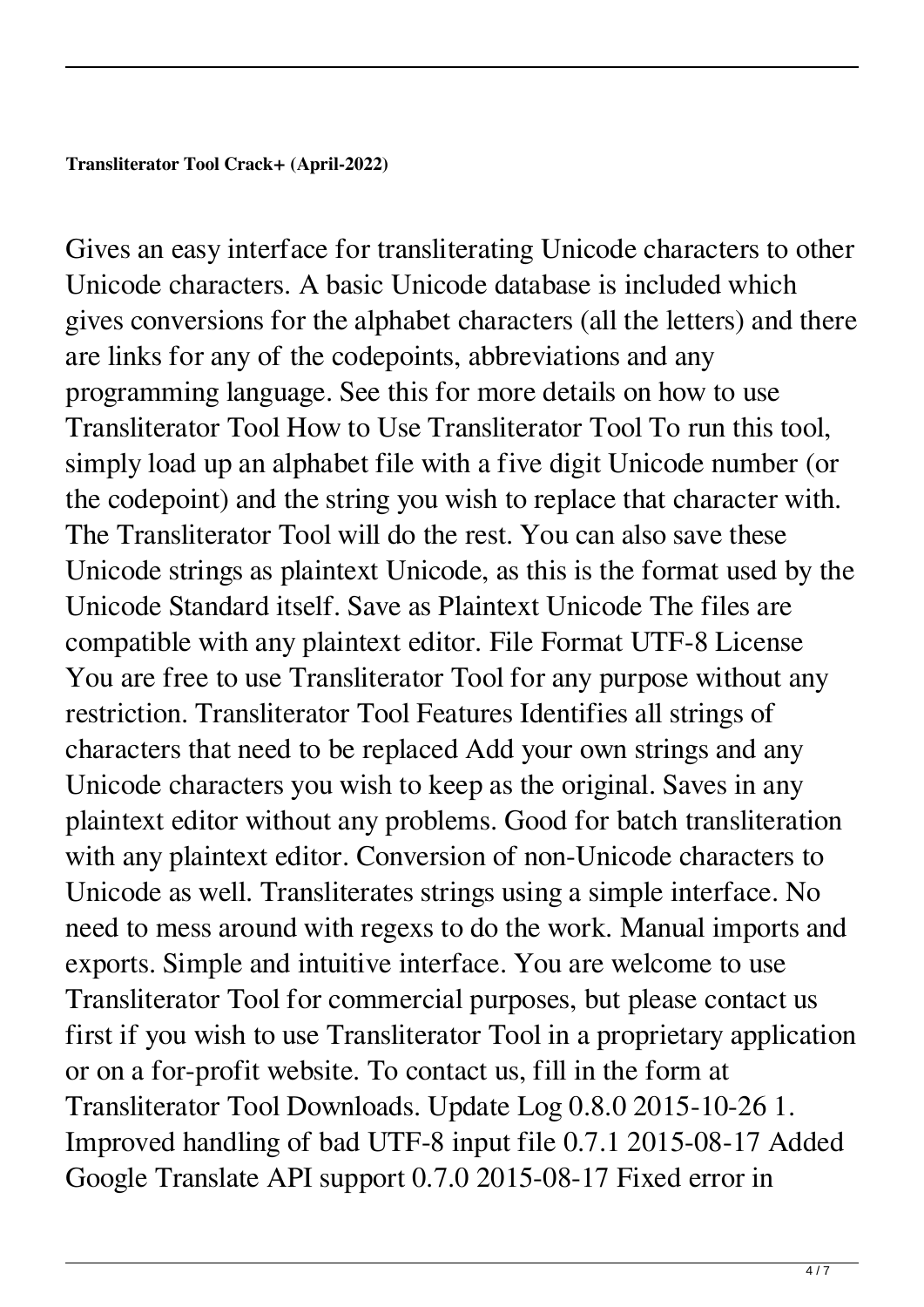**Transliterator Tool Crack+ (April-2022)**

Gives an easy interface for transliterating Unicode characters to other Unicode characters. A basic Unicode database is included which gives conversions for the alphabet characters (all the letters) and there are links for any of the codepoints, abbreviations and any programming language. See this for more details on how to use Transliterator Tool How to Use Transliterator Tool To run this tool, simply load up an alphabet file with a five digit Unicode number (or the codepoint) and the string you wish to replace that character with. The Transliterator Tool will do the rest. You can also save these Unicode strings as plaintext Unicode, as this is the format used by the Unicode Standard itself. Save as Plaintext Unicode The files are compatible with any plaintext editor. File Format UTF-8 License You are free to use Transliterator Tool for any purpose without any restriction. Transliterator Tool Features Identifies all strings of characters that need to be replaced Add your own strings and any Unicode characters you wish to keep as the original. Saves in any plaintext editor without any problems. Good for batch transliteration with any plaintext editor. Conversion of non-Unicode characters to Unicode as well. Transliterates strings using a simple interface. No need to mess around with regexs to do the work. Manual imports and exports. Simple and intuitive interface. You are welcome to use Transliterator Tool for commercial purposes, but please contact us first if you wish to use Transliterator Tool in a proprietary application or on a for-profit website. To contact us, fill in the form at Transliterator Tool Downloads. Update Log 0.8.0 2015-10-26 1. Improved handling of bad UTF-8 input file 0.7.1 2015-08-17 Added Google Translate API support 0.7.0 2015-08-17 Fixed error in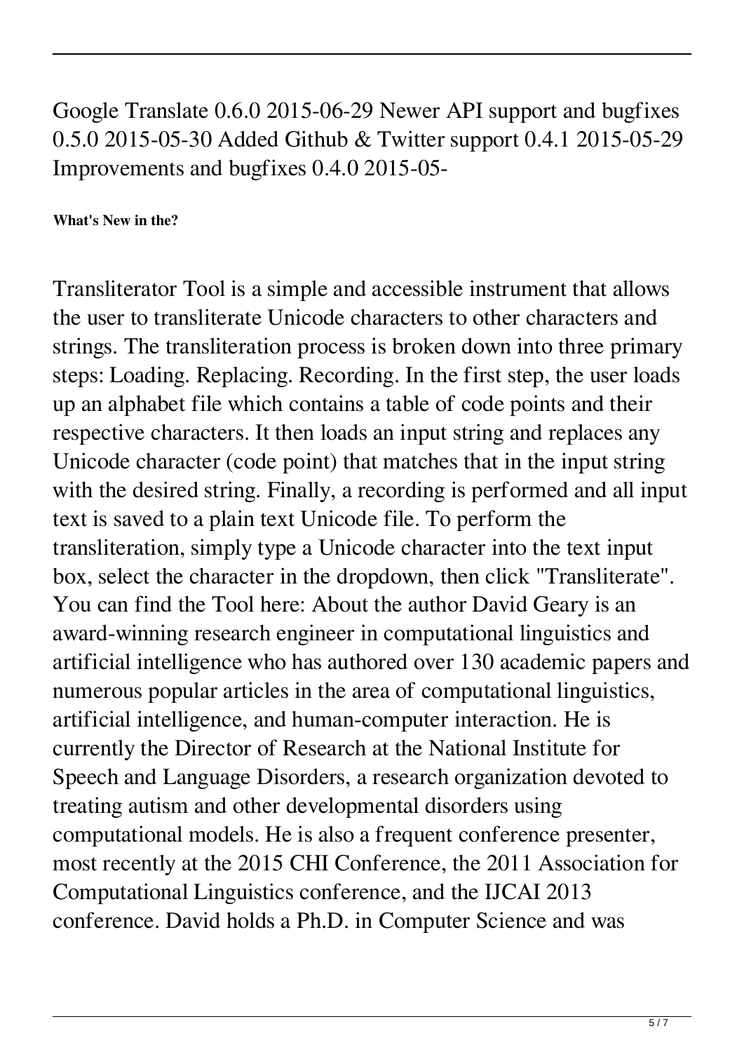Google Translate 0.6.0 2015-06-29 Newer API support and bugfixes 0.5.0 2015-05-30 Added Github & Twitter support 0.4.1 2015-05-29 Improvements and bugfixes 0.4.0 2015-05-

**What's New in the?**

Transliterator Tool is a simple and accessible instrument that allows the user to transliterate Unicode characters to other characters and strings. The transliteration process is broken down into three primary steps: Loading. Replacing. Recording. In the first step, the user loads up an alphabet file which contains a table of code points and their respective characters. It then loads an input string and replaces any Unicode character (code point) that matches that in the input string with the desired string. Finally, a recording is performed and all input text is saved to a plain text Unicode file. To perform the transliteration, simply type a Unicode character into the text input box, select the character in the dropdown, then click "Transliterate". You can find the Tool here: About the author David Geary is an award-winning research engineer in computational linguistics and artificial intelligence who has authored over 130 academic papers and numerous popular articles in the area of computational linguistics, artificial intelligence, and human-computer interaction. He is currently the Director of Research at the National Institute for Speech and Language Disorders, a research organization devoted to treating autism and other developmental disorders using computational models. He is also a frequent conference presenter, most recently at the 2015 CHI Conference, the 2011 Association for Computational Linguistics conference, and the IJCAI 2013 conference. David holds a Ph.D. in Computer Science and was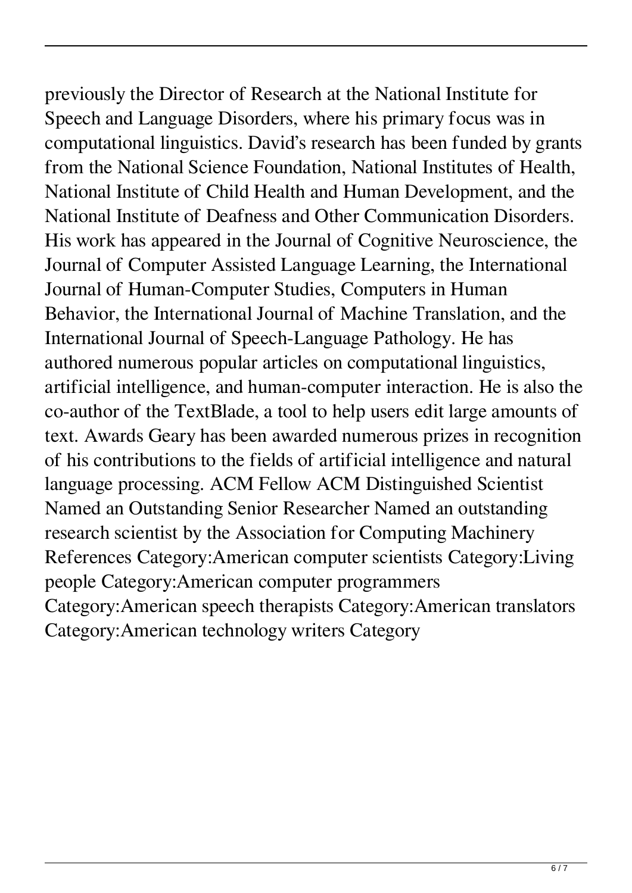previously the Director of Research at the National Institute for Speech and Language Disorders, where his primary focus was in computational linguistics. David's research has been funded by grants from the National Science Foundation, National Institutes of Health, National Institute of Child Health and Human Development, and the National Institute of Deafness and Other Communication Disorders. His work has appeared in the Journal of Cognitive Neuroscience, the Journal of Computer Assisted Language Learning, the International Journal of Human-Computer Studies, Computers in Human Behavior, the International Journal of Machine Translation, and the International Journal of Speech-Language Pathology. He has authored numerous popular articles on computational linguistics, artificial intelligence, and human-computer interaction. He is also the co-author of the TextBlade, a tool to help users edit large amounts of text. Awards Geary has been awarded numerous prizes in recognition of his contributions to the fields of artificial intelligence and natural language processing. ACM Fellow ACM Distinguished Scientist Named an Outstanding Senior Researcher Named an outstanding research scientist by the Association for Computing Machinery References Category:American computer scientists Category:Living people Category:American computer programmers Category:American speech therapists Category:American translators Category:American technology writers Category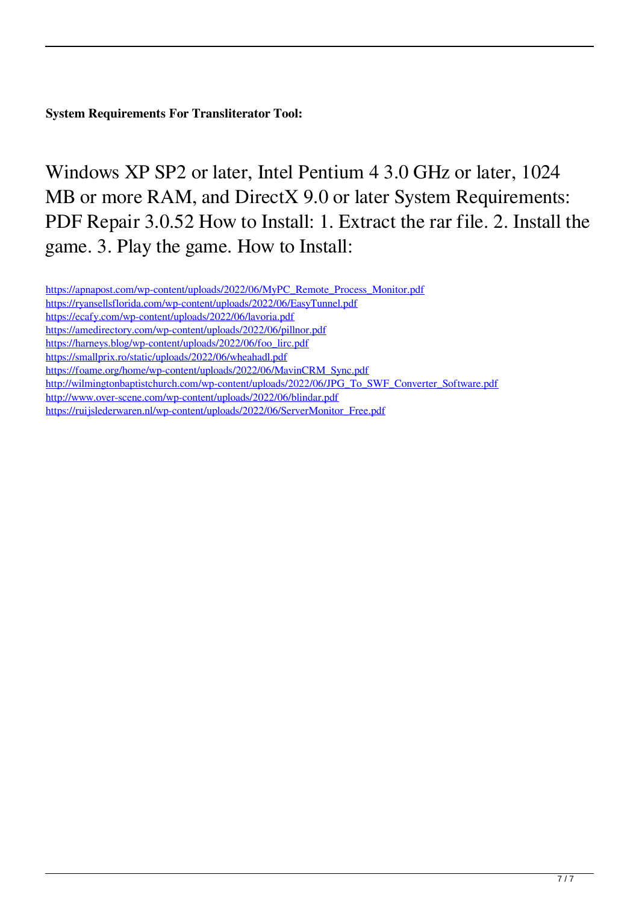**System Requirements For Transliterator Tool:**

Windows XP SP2 or later, Intel Pentium 4 3.0 GHz or later, 1024 MB or more RAM, and DirectX 9.0 or later System Requirements: PDF Repair 3.0.52 How to Install: 1. Extract the rar file. 2. Install the game. 3. Play the game. How to Install:

https://apnapost.com/wp-content/uploads/2022/06/MyPC_Remote_Process_Monitor.pdf
https://ryansellsflorida.com/wp-content/uploads/2022/06/EasyTunnel.pdf
https://ecafy.com/wp-content/uploads/2022/06/lavoria.pdf
https://amedirectory.com/wp-content/uploads/2022/06/pillnor.pdf
https://harneys.blog/wp-content/uploads/2022/06/foo_lirc.pdf
https://smallprix.ro/static/uploads/2022/06/wheahadl.pdf
https://foame.org/home/wp-content/uploads/2022/06/MavinCRM_Sync.pdf
http://wilmingtonbaptistchurch.com/wp-content/uploads/2022/06/JPG_To_SWF_Converter_Software.pdf
http://www.over-scene.com/wp-content/uploads/2022/06/blindar.pdf
https://ruijslederwaren.nl/wp-content/uploads/2022/06/ServerMonitor_Free.pdf